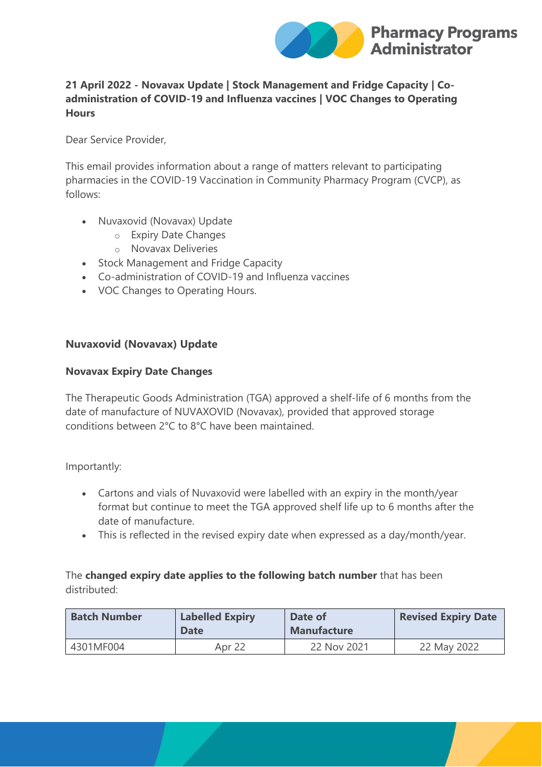## 21 April 2022 - Novavax Update | Stock Management and Fridge Capacity | Co-administration of COVID-19 and Influenza vaccines | VOC Changes to Operating Hours

Dear Service Provider,

This email provides information about a range of matters relevant to participating pharmacies in the COVID-19 Vaccination in Community Pharmacy Program (CVCP), as follows:

- Nuvaxovid (Novavax) Update
  - Expiry Date Changes
  - Novavax Deliveries
- Stock Management and Fridge Capacity
- Co-administration of COVID-19 and Influenza vaccines
- VOC Changes to Operating Hours.

### Nuvaxovid (Novavax) Update

#### Novavax Expiry Date Changes

The Therapeutic Goods Administration (TGA) approved a shelf-life of 6 months from the date of manufacture of NUVAXOVID (Novavax), provided that approved storage conditions between 2°C to 8°C have been maintained.

Importantly:

- Cartons and vials of Nuvaxovid were labelled with an expiry in the month/year format but continue to meet the TGA approved shelf life up to 6 months after the date of manufacture.
- This is reflected in the revised expiry date when expressed as a day/month/year.

The **changed expiry date applies to the following batch number** that has been distributed:

| Batch Number | Labelled Expiry Date | Date of Manufacture | Revised Expiry Date |
|---|---|---|---|
| 4301MF004 | Apr 22 | 22 Nov 2021 | 22 May 2022 |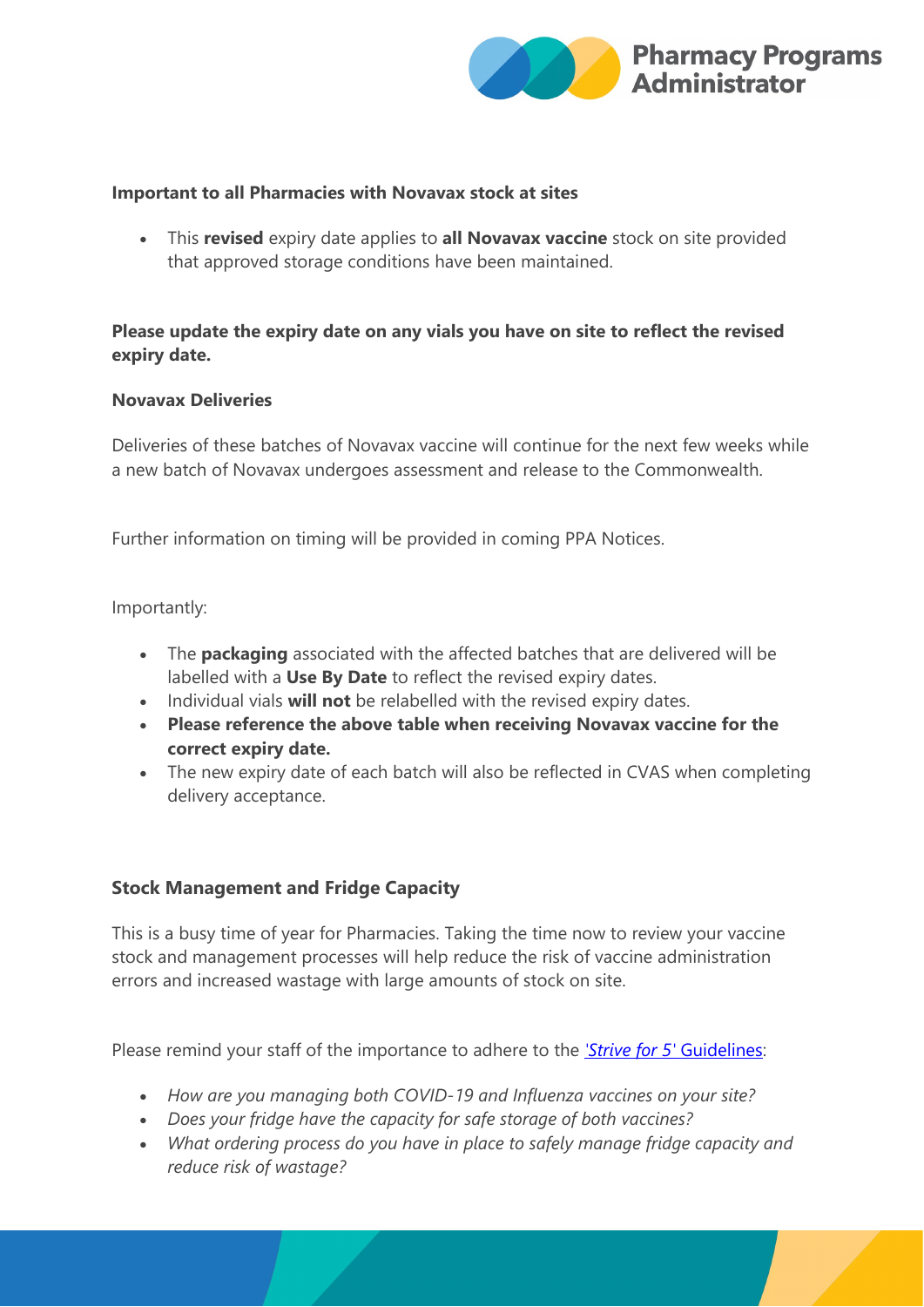**Important to all Pharmacies with Novavax stock at sites**

- This **revised** expiry date applies to **all Novavax vaccine** stock on site provided that approved storage conditions have been maintained.

**Please update the expiry date on any vials you have on site to reflect the revised expiry date.**

**Novavax Deliveries**

Deliveries of these batches of Novavax vaccine will continue for the next few weeks while a new batch of Novavax undergoes assessment and release to the Commonwealth.

Further information on timing will be provided in coming PPA Notices.

Importantly:

- The **packaging** associated with the affected batches that are delivered will be labelled with a **Use By Date** to reflect the revised expiry dates.
- Individual vials **will not** be relabelled with the revised expiry dates.
- **Please reference the above table when receiving Novavax vaccine for the correct expiry date.**
- The new expiry date of each batch will also be reflected in CVAS when completing delivery acceptance.

**Stock Management and Fridge Capacity**

This is a busy time of year for Pharmacies. Taking the time now to review your vaccine stock and management processes will help reduce the risk of vaccine administration errors and increased wastage with large amounts of stock on site.

Please remind your staff of the importance to adhere to the ['*Strive for 5*' Guidelines](#):

- *How are you managing both COVID-19 and Influenza vaccines on your site?*
- *Does your fridge have the capacity for safe storage of both vaccines?*
- *What ordering process do you have in place to safely manage fridge capacity and reduce risk of wastage?*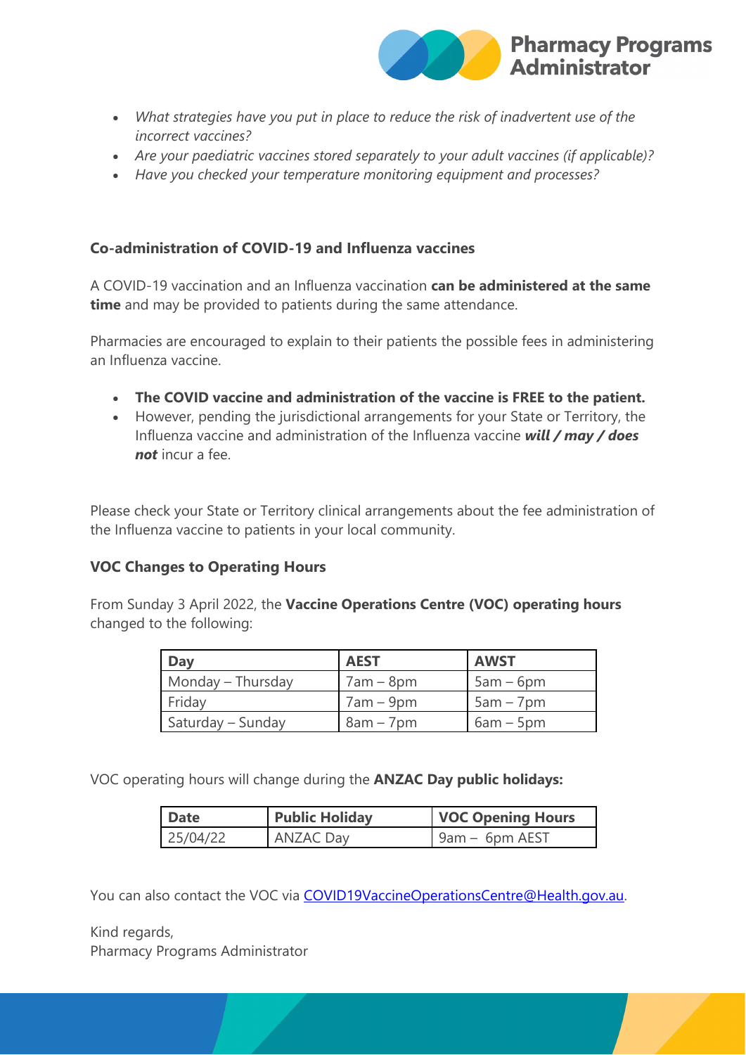- *What strategies have you put in place to reduce the risk of inadvertent use of the incorrect vaccines?*
- *Are your paediatric vaccines stored separately to your adult vaccines (if applicable)?*
- *Have you checked your temperature monitoring equipment and processes?*

**Co-administration of COVID-19 and Influenza vaccines**

A COVID-19 vaccination and an Influenza vaccination **can be administered at the same time** and may be provided to patients during the same attendance.

Pharmacies are encouraged to explain to their patients the possible fees in administering an Influenza vaccine.

- **The COVID vaccine and administration of the vaccine is FREE to the patient.**
- However, pending the jurisdictional arrangements for your State or Territory, the Influenza vaccine and administration of the Influenza vaccine ***will / may / does not*** incur a fee.

Please check your State or Territory clinical arrangements about the fee administration of the Influenza vaccine to patients in your local community.

**VOC Changes to Operating Hours**

From Sunday 3 April 2022, the **Vaccine Operations Centre (VOC) operating hours** changed to the following:

| Day | AEST | AWST |
|---|---|---|
| Monday – Thursday | 7am – 8pm | 5am – 6pm |
| Friday | 7am – 9pm | 5am – 7pm |
| Saturday – Sunday | 8am – 7pm | 6am – 5pm |

VOC operating hours will change during the **ANZAC Day public holidays:**

| Date | Public Holiday | VOC Opening Hours |
|---|---|---|
| 25/04/22 | ANZAC Day | 9am – 6pm AEST |

You can also contact the VOC via COVID19VaccineOperationsCentre@Health.gov.au.

Kind regards,
Pharmacy Programs Administrator